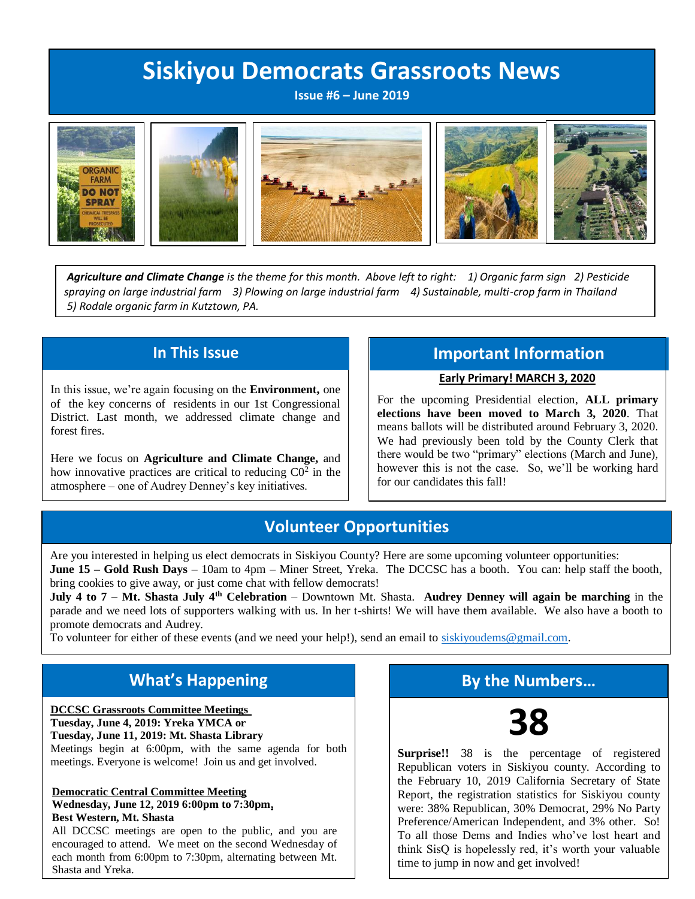# Siskiyou Democrats Grassroots News

**Issue #6 – June 2019**

***Agriculture and Climate Change*** *is the theme for this month. Above left to right: 1) Organic farm sign 2) Pesticide spraying on large industrial farm 3) Plowing on large industrial farm 4) Sustainable, multi-crop farm in Thailand 5) Rodale organic farm in Kutztown, PA.*

## In This Issue

In this issue, we're again focusing on the **Environment,** one of the key concerns of residents in our 1st Congressional District. Last month, we addressed climate change and forest fires.

Here we focus on **Agriculture and Climate Change,** and how innovative practices are critical to reducing $C0^2$ in the atmosphere – one of Audrey Denney's key initiatives.

## Important Information

**Early Primary! MARCH 3, 2020**

For the upcoming Presidential election, **ALL primary elections have been moved to March 3, 2020**. That means ballots will be distributed around February 3, 2020. We had previously been told by the County Clerk that there would be two "primary" elections (March and June), however this is not the case. So, we'll be working hard for our candidates this fall!

## Volunteer Opportunities

Are you interested in helping us elect democrats in Siskiyou County? Here are some upcoming volunteer opportunities:

**June 15 – Gold Rush Days** – 10am to 4pm – Miner Street, Yreka. The DCCSC has a booth. You can: help staff the booth, bring cookies to give away, or just come chat with fellow democrats!

**July 4 to 7 – Mt. Shasta July 4th Celebration** – Downtown Mt. Shasta. **Audrey Denney will again be marching** in the parade and we need lots of supporters walking with us. In her t-shirts! We will have them available. We also have a booth to promote democrats and Audrey.

To volunteer for either of these events (and we need your help!), send an email to siskiyoudems@gmail.com.

## What's Happening

**DCCSC Grassroots Committee Meetings**
**Tuesday, June 4, 2019: Yreka YMCA or**
**Tuesday, June 11, 2019: Mt. Shasta Library**

Meetings begin at 6:00pm, with the same agenda for both meetings. Everyone is welcome! Join us and get involved.

**Democratic Central Committee Meeting**
**Wednesday, June 12, 2019 6:00pm to 7:30pm,**
**Best Western, Mt. Shasta**

All DCCSC meetings are open to the public, and you are encouraged to attend. We meet on the second Wednesday of each month from 6:00pm to 7:30pm, alternating between Mt. Shasta and Yreka.

## By the Numbers…

# 38

**Surprise!!** 38 is the percentage of registered Republican voters in Siskiyou county. According to the February 10, 2019 California Secretary of State Report, the registration statistics for Siskiyou county were: 38% Republican, 30% Democrat, 29% No Party Preference/American Independent, and 3% other. So! To all those Dems and Indies who've lost heart and think SisQ is hopelessly red, it's worth your valuable time to jump in now and get involved!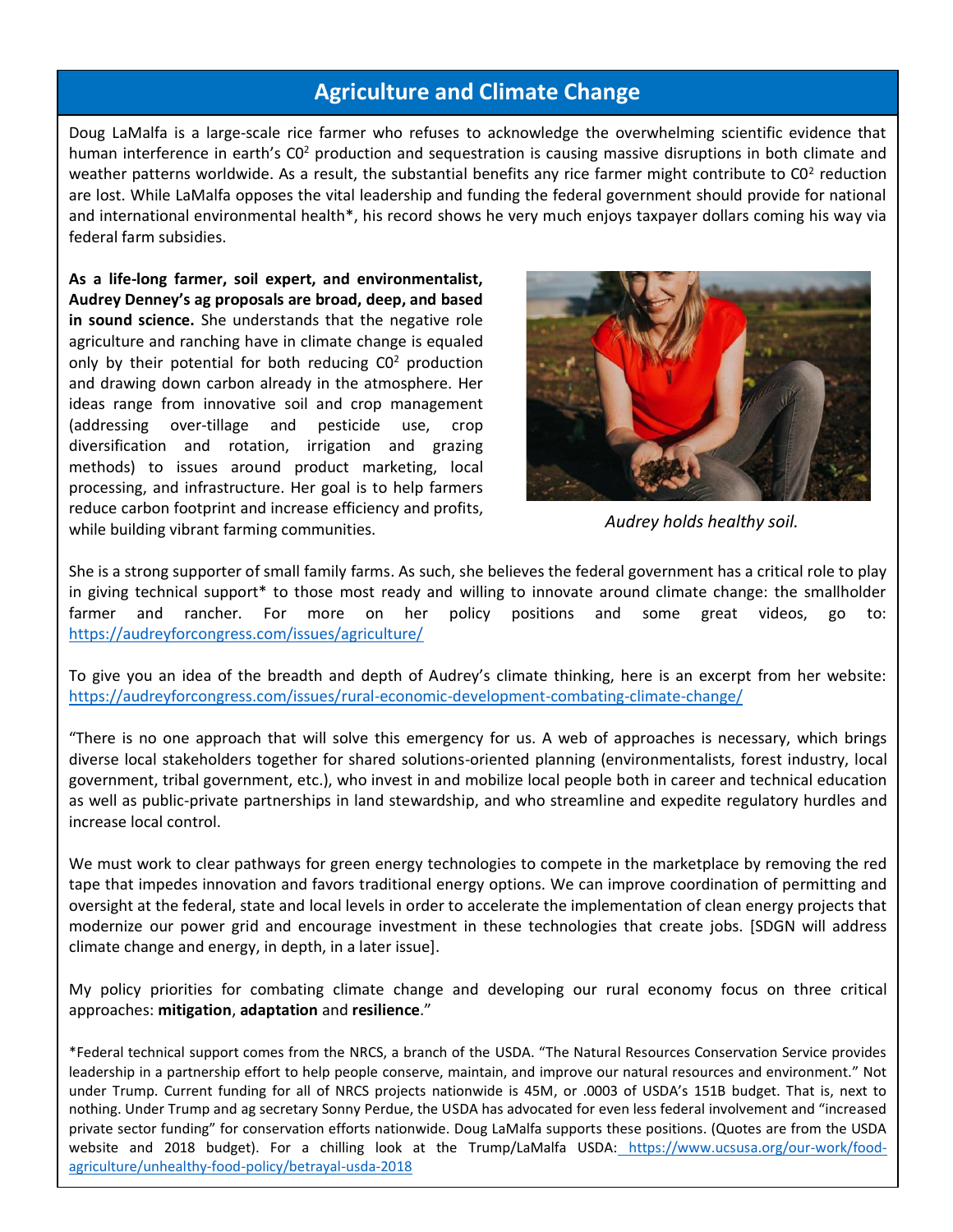## Agriculture and Climate Change

Doug LaMalfa is a large-scale rice farmer who refuses to acknowledge the overwhelming scientific evidence that human interference in earth's $C0^2$ production and sequestration is causing massive disruptions in both climate and weather patterns worldwide. As a result, the substantial benefits any rice farmer might contribute to $C0^2$ reduction are lost. While LaMalfa opposes the vital leadership and funding the federal government should provide for national and international environmental health*, his record shows he very much enjoys taxpayer dollars coming his way via federal farm subsidies.

**As a life-long farmer, soil expert, and environmentalist, Audrey Denney's ag proposals are broad, deep, and based in sound science.** She understands that the negative role agriculture and ranching have in climate change is equaled only by their potential for both reducing $C0^2$ production and drawing down carbon already in the atmosphere. Her ideas range from innovative soil and crop management (addressing over-tillage and pesticide use, crop diversification and rotation, irrigation and grazing methods) to issues around product marketing, local processing, and infrastructure. Her goal is to help farmers reduce carbon footprint and increase efficiency and profits, while building vibrant farming communities.

*Audrey holds healthy soil.*

She is a strong supporter of small family farms. As such, she believes the federal government has a critical role to play in giving technical support* to those most ready and willing to innovate around climate change: the smallholder farmer and rancher. For more on her policy positions and some great videos, go to: https://audreyforcongress.com/issues/agriculture/

To give you an idea of the breadth and depth of Audrey's climate thinking, here is an excerpt from her website: https://audreyforcongress.com/issues/rural-economic-development-combating-climate-change/

"There is no one approach that will solve this emergency for us. A web of approaches is necessary, which brings diverse local stakeholders together for shared solutions-oriented planning (environmentalists, forest industry, local government, tribal government, etc.), who invest in and mobilize local people both in career and technical education as well as public-private partnerships in land stewardship, and who streamline and expedite regulatory hurdles and increase local control.

We must work to clear pathways for green energy technologies to compete in the marketplace by removing the red tape that impedes innovation and favors traditional energy options. We can improve coordination of permitting and oversight at the federal, state and local levels in order to accelerate the implementation of clean energy projects that modernize our power grid and encourage investment in these technologies that create jobs. [SDGN will address climate change and energy, in depth, in a later issue].

My policy priorities for combating climate change and developing our rural economy focus on three critical approaches: **mitigation**, **adaptation** and **resilience**."

*Federal technical support comes from the NRCS, a branch of the USDA. "The Natural Resources Conservation Service provides leadership in a partnership effort to help people conserve, maintain, and improve our natural resources and environment." Not under Trump. Current funding for all of NRCS projects nationwide is 45M, or .0003 of USDA's 151B budget. That is, next to nothing. Under Trump and ag secretary Sonny Perdue, the USDA has advocated for even less federal involvement and "increased private sector funding" for conservation efforts nationwide. Doug LaMalfa supports these positions. (Quotes are from the USDA website and 2018 budget). For a chilling look at the Trump/LaMalfa USDA: https://www.ucsusa.org/our-work/food-agriculture/unhealthy-food-policy/betrayal-usda-2018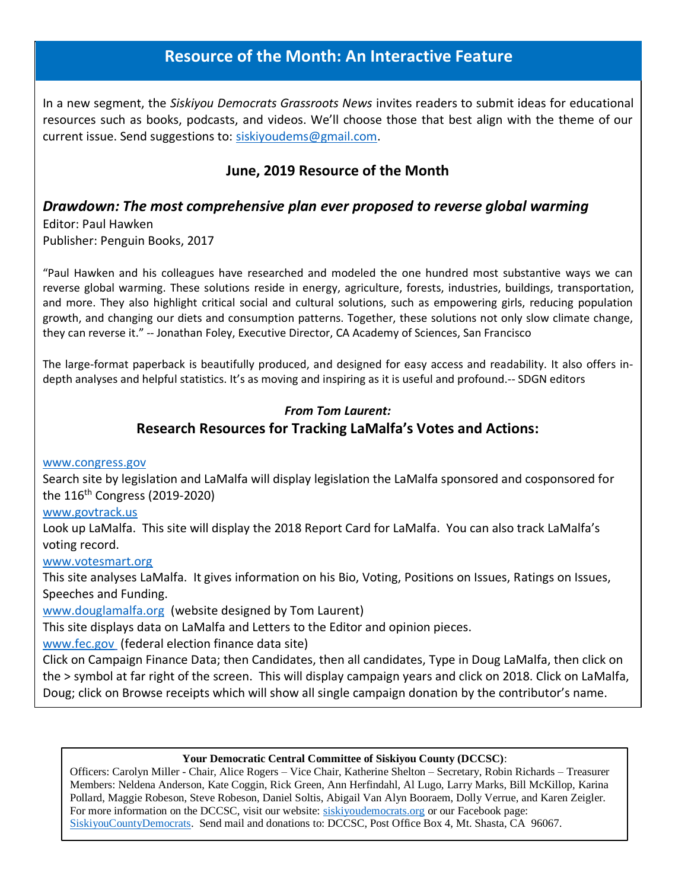## Resource of the Month: An Interactive Feature

In a new segment, the *Siskiyou Democrats Grassroots News* invites readers to submit ideas for educational resources such as books, podcasts, and videos. We'll choose those that best align with the theme of our current issue. Send suggestions to: siskiyoudems@gmail.com.

### June, 2019 Resource of the Month

### *Drawdown: The most comprehensive plan ever proposed to reverse global warming*

Editor: Paul Hawken
Publisher: Penguin Books, 2017

"Paul Hawken and his colleagues have researched and modeled the one hundred most substantive ways we can reverse global warming. These solutions reside in energy, agriculture, forests, industries, buildings, transportation, and more. They also highlight critical social and cultural solutions, such as empowering girls, reducing population growth, and changing our diets and consumption patterns. Together, these solutions not only slow climate change, they can reverse it." -- Jonathan Foley, Executive Director, CA Academy of Sciences, San Francisco

The large-format paperback is beautifully produced, and designed for easy access and readability. It also offers in-depth analyses and helpful statistics. It's as moving and inspiring as it is useful and profound.-- SDGN editors

***From Tom Laurent:***

### Research Resources for Tracking LaMalfa's Votes and Actions:

www.congress.gov
Search site by legislation and LaMalfa will display legislation the LaMalfa sponsored and cosponsored for the 116th Congress (2019-2020)

www.govtrack.us
Look up LaMalfa. This site will display the 2018 Report Card for LaMalfa. You can also track LaMalfa's voting record.

www.votesmart.org
This site analyses LaMalfa. It gives information on his Bio, Voting, Positions on Issues, Ratings on Issues, Speeches and Funding.

www.douglamalfa.org (website designed by Tom Laurent)
This site displays data on LaMalfa and Letters to the Editor and opinion pieces.

www.fec.gov (federal election finance data site)
Click on Campaign Finance Data; then Candidates, then all candidates, Type in Doug LaMalfa, then click on the > symbol at far right of the screen. This will display campaign years and click on 2018. Click on LaMalfa, Doug; click on Browse receipts which will show all single campaign donation by the contributor's name.

---

**Your Democratic Central Committee of Siskiyou County (DCCSC)**:
Officers: Carolyn Miller - Chair, Alice Rogers – Vice Chair, Katherine Shelton – Secretary, Robin Richards – Treasurer
Members: Neldena Anderson, Kate Coggin, Rick Green, Ann Herfindahl, Al Lugo, Larry Marks, Bill McKillop, Karina Pollard, Maggie Robeson, Steve Robeson, Daniel Soltis, Abigail Van Alyn Booraem, Dolly Verrue, and Karen Zeigler.
For more information on the DCCSC, visit our website: siskiyoudemocrats.org or our Facebook page: SiskiyouCountyDemocrats. Send mail and donations to: DCCSC, Post Office Box 4, Mt. Shasta, CA 96067.